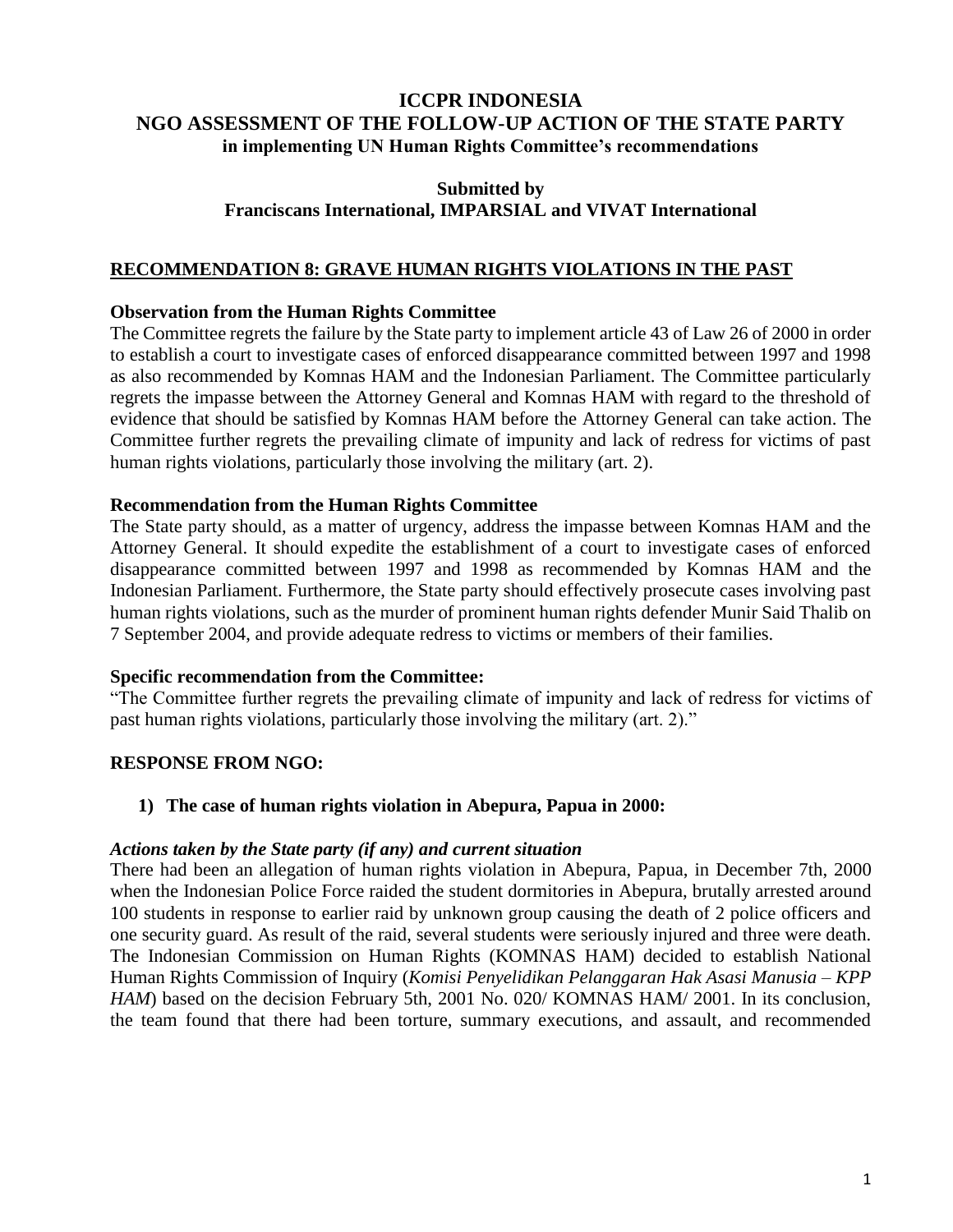# ICCPR INDONESIA
# NGO ASSESSMENT OF THE FOLLOW-UP ACTION OF THE STATE PARTY
### in implementing UN Human Rights Committee's recommendations

**Submitted by**
**Franciscans International, IMPARSIAL and VIVAT International**

## RECOMMENDATION 8: GRAVE HUMAN RIGHTS VIOLATIONS IN THE PAST

### Observation from the Human Rights Committee

The Committee regrets the failure by the State party to implement article 43 of Law 26 of 2000 in order to establish a court to investigate cases of enforced disappearance committed between 1997 and 1998 as also recommended by Komnas HAM and the Indonesian Parliament. The Committee particularly regrets the impasse between the Attorney General and Komnas HAM with regard to the threshold of evidence that should be satisfied by Komnas HAM before the Attorney General can take action. The Committee further regrets the prevailing climate of impunity and lack of redress for victims of past human rights violations, particularly those involving the military (art. 2).

### Recommendation from the Human Rights Committee

The State party should, as a matter of urgency, address the impasse between Komnas HAM and the Attorney General. It should expedite the establishment of a court to investigate cases of enforced disappearance committed between 1997 and 1998 as recommended by Komnas HAM and the Indonesian Parliament. Furthermore, the State party should effectively prosecute cases involving past human rights violations, such as the murder of prominent human rights defender Munir Said Thalib on 7 September 2004, and provide adequate redress to victims or members of their families.

### Specific recommendation from the Committee:

"The Committee further regrets the prevailing climate of impunity and lack of redress for victims of past human rights violations, particularly those involving the military (art. 2)."

### RESPONSE FROM NGO:

1) **The case of human rights violation in Abepura, Papua in 2000:**

***Actions taken by the State party (if any) and current situation***

There had been an allegation of human rights violation in Abepura, Papua, in December 7th, 2000 when the Indonesian Police Force raided the student dormitories in Abepura, brutally arrested around 100 students in response to earlier raid by unknown group causing the death of 2 police officers and one security guard. As result of the raid, several students were seriously injured and three were death. The Indonesian Commission on Human Rights (KOMNAS HAM) decided to establish National Human Rights Commission of Inquiry (*Komisi Penyelidikan Pelanggaran Hak Asasi Manusia – KPP HAM*) based on the decision February 5th, 2001 No. 020/ KOMNAS HAM/ 2001. In its conclusion, the team found that there had been torture, summary executions, and assault, and recommended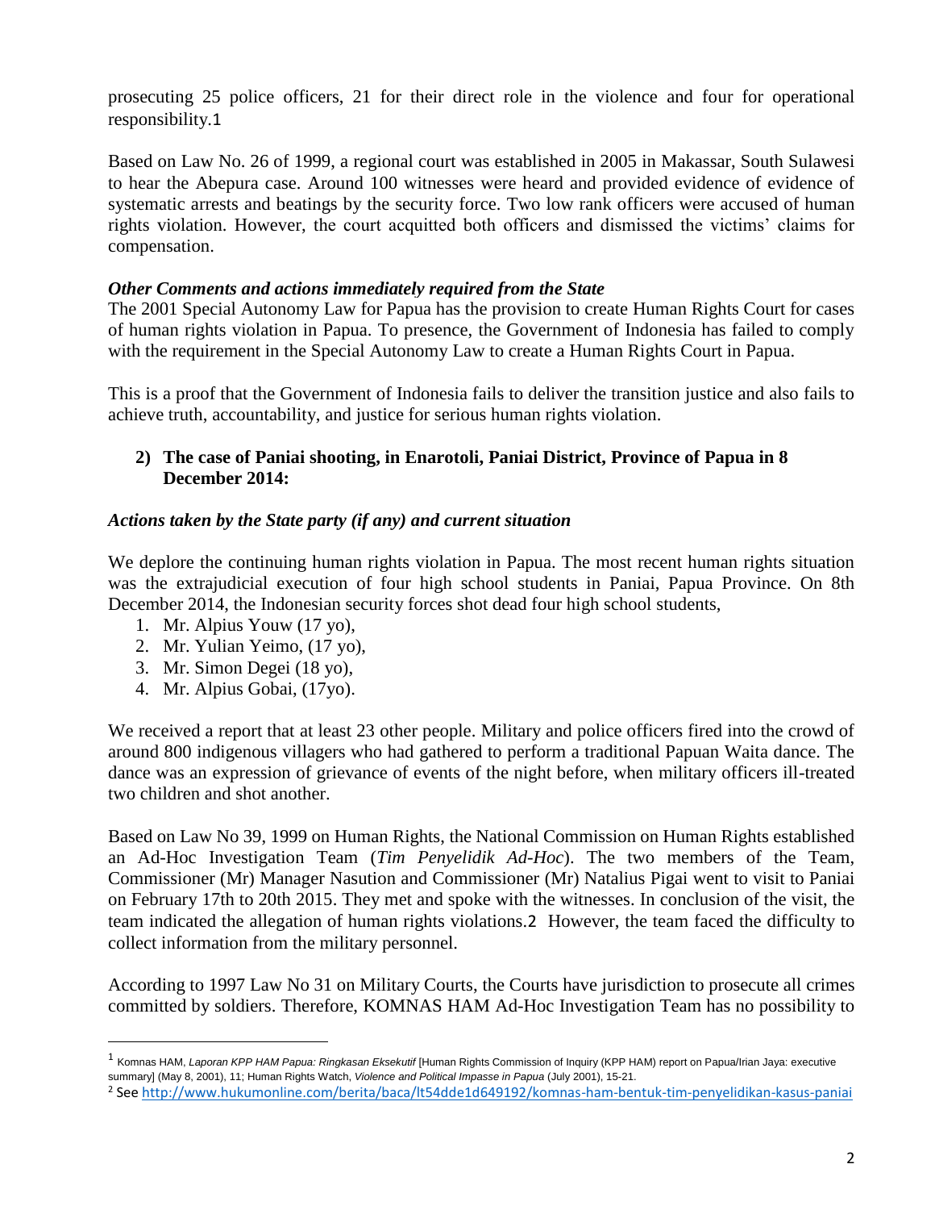prosecuting 25 police officers, 21 for their direct role in the violence and four for operational responsibility.[1]

Based on Law No. 26 of 1999, a regional court was established in 2005 in Makassar, South Sulawesi to hear the Abepura case. Around 100 witnesses were heard and provided evidence of evidence of systematic arrests and beatings by the security force. Two low rank officers were accused of human rights violation. However, the court acquitted both officers and dismissed the victims' claims for compensation.

***Other Comments and actions immediately required from the State***

The 2001 Special Autonomy Law for Papua has the provision to create Human Rights Court for cases of human rights violation in Papua. To presence, the Government of Indonesia has failed to comply with the requirement in the Special Autonomy Law to create a Human Rights Court in Papua.

This is a proof that the Government of Indonesia fails to deliver the transition justice and also fails to achieve truth, accountability, and justice for serious human rights violation.

**2) The case of Paniai shooting, in Enarotoli, Paniai District, Province of Papua in 8 December 2014:**

***Actions taken by the State party (if any) and current situation***

We deplore the continuing human rights violation in Papua. The most recent human rights situation was the extrajudicial execution of four high school students in Paniai, Papua Province. On 8th December 2014, the Indonesian security forces shot dead four high school students,

1. Mr. Alpius Youw (17 yo),
2. Mr. Yulian Yeimo, (17 yo),
3. Mr. Simon Degei (18 yo),
4. Mr. Alpius Gobai, (17yo).

We received a report that at least 23 other people. Military and police officers fired into the crowd of around 800 indigenous villagers who had gathered to perform a traditional Papuan Waita dance. The dance was an expression of grievance of events of the night before, when military officers ill-treated two children and shot another.

Based on Law No 39, 1999 on Human Rights, the National Commission on Human Rights established an Ad-Hoc Investigation Team (*Tim Penyelidik Ad-Hoc*). The two members of the Team, Commissioner (Mr) Manager Nasution and Commissioner (Mr) Natalius Pigai went to visit to Paniai on February 17th to 20th 2015. They met and spoke with the witnesses. In conclusion of the visit, the team indicated the allegation of human rights violations.[2] However, the team faced the difficulty to collect information from the military personnel.

According to 1997 Law No 31 on Military Courts, the Courts have jurisdiction to prosecute all crimes committed by soldiers. Therefore, KOMNAS HAM Ad-Hoc Investigation Team has no possibility to

---

[1] Komnas HAM, *Laporan KPP HAM Papua: Ringkasan Eksekutif* [Human Rights Commission of Inquiry (KPP HAM) report on Papua/Irian Jaya: executive summary] (May 8, 2001), 11; Human Rights Watch, *Violence and Political Impasse in Papua* (July 2001), 15-21.

[2] See http://www.hukumonline.com/berita/baca/lt54dde1d649192/komnas-ham-bentuk-tim-penyelidikan-kasus-paniai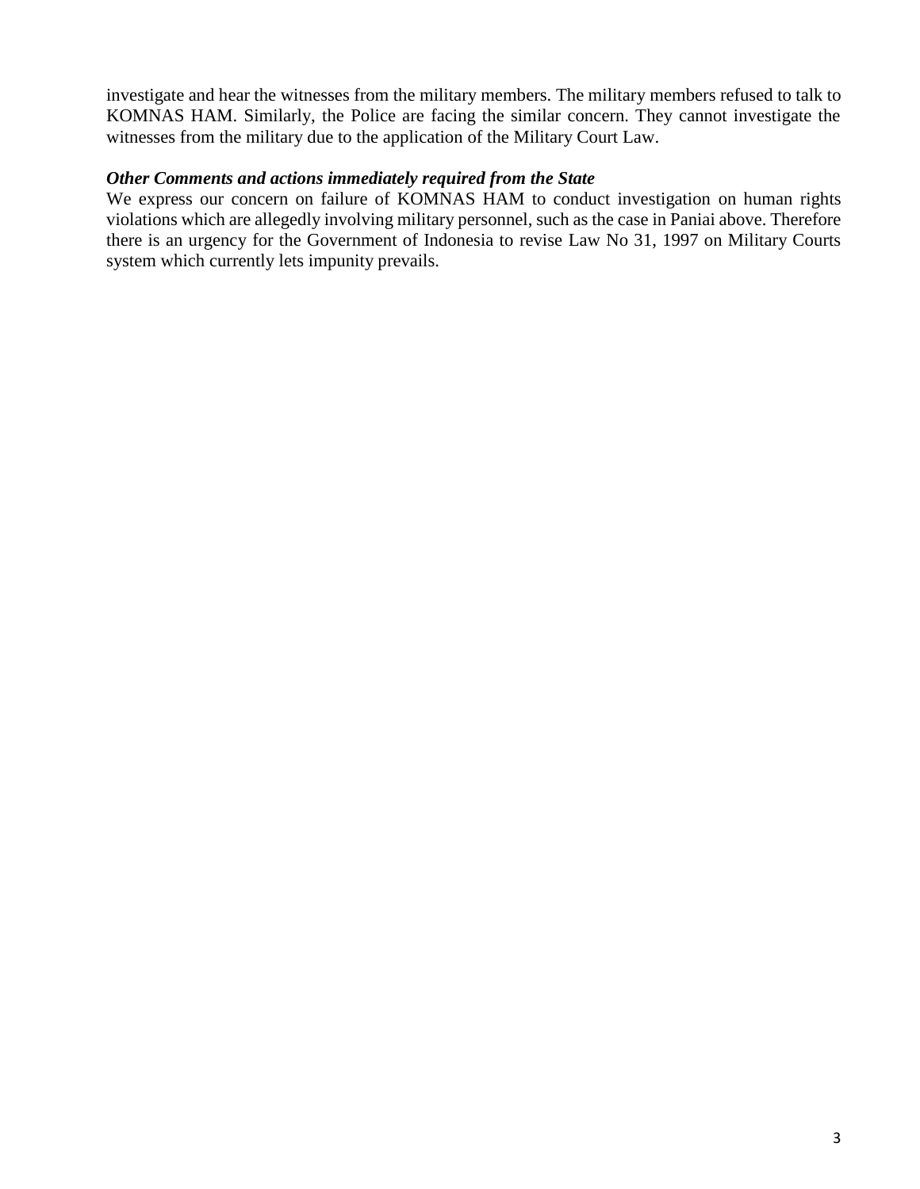investigate and hear the witnesses from the military members. The military members refused to talk to KOMNAS HAM. Similarly, the Police are facing the similar concern. They cannot investigate the witnesses from the military due to the application of the Military Court Law.

***Other Comments and actions immediately required from the State***

We express our concern on failure of KOMNAS HAM to conduct investigation on human rights violations which are allegedly involving military personnel, such as the case in Paniai above. Therefore there is an urgency for the Government of Indonesia to revise Law No 31, 1997 on Military Courts system which currently lets impunity prevails.